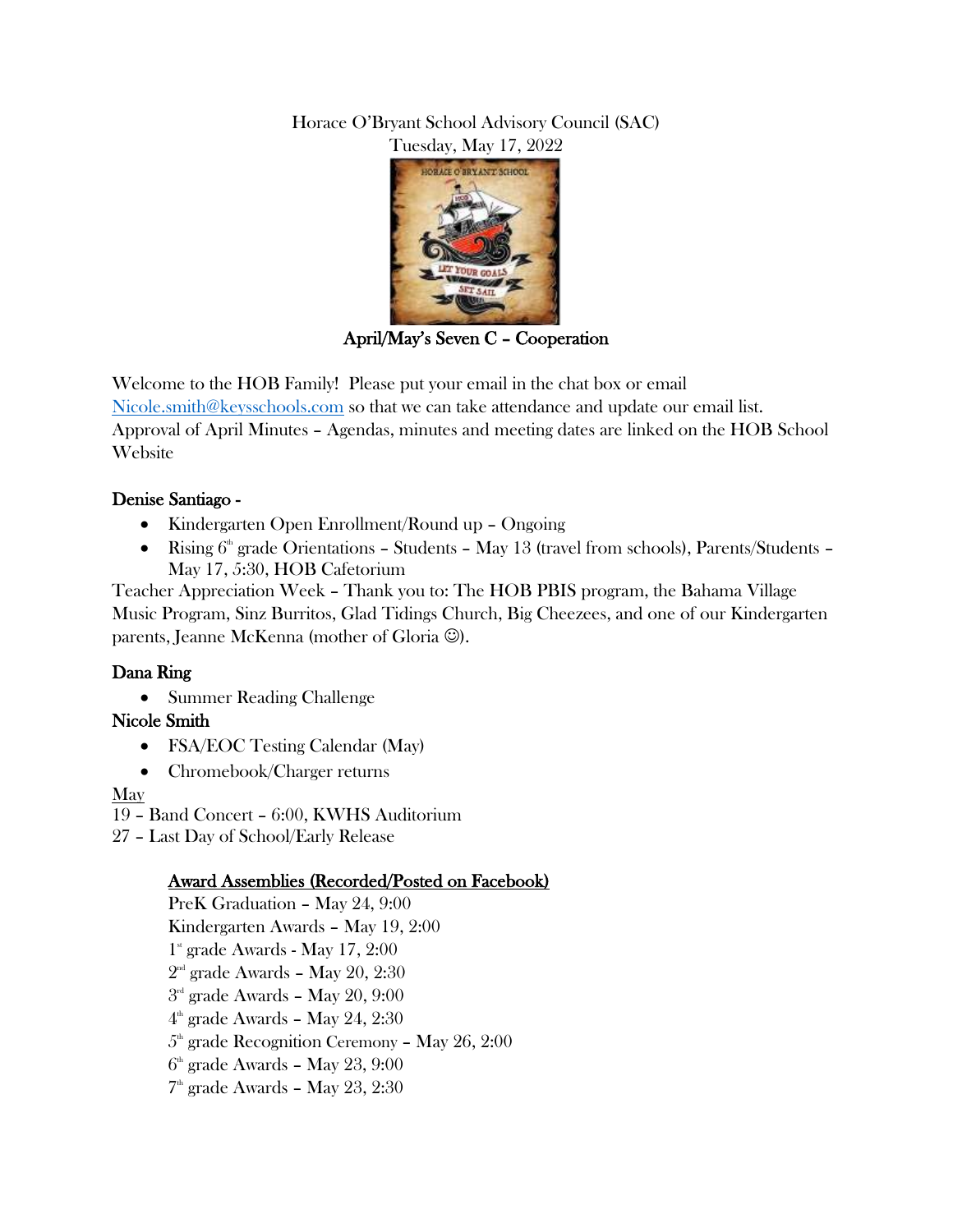Horace O'Bryant School Advisory Council (SAC)
Tuesday, May 17, 2022

**April/May's Seven C – Cooperation**

Welcome to the HOB Family! Please put your email in the chat box or email Nicole.smith@keysschools.com so that we can take attendance and update our email list.
Approval of April Minutes – Agendas, minutes and meeting dates are linked on the HOB School Website

**Denise Santiago -**

- Kindergarten Open Enrollment/Round up – Ongoing
- Rising 6th grade Orientations – Students – May 13 (travel from schools), Parents/Students – May 17, 5:30, HOB Cafetorium

Teacher Appreciation Week – Thank you to: The HOB PBIS program, the Bahama Village Music Program, Sinz Burritos, Glad Tidings Church, Big Cheezees, and one of our Kindergarten parents, Jeanne McKenna (mother of Gloria ☺).

**Dana Ring**

- Summer Reading Challenge

**Nicole Smith**

- FSA/EOC Testing Calendar (May)
- Chromebook/Charger returns

May
19 – Band Concert – 6:00, KWHS Auditorium
27 – Last Day of School/Early Release

**Award Assemblies (Recorded/Posted on Facebook)**
PreK Graduation – May 24, 9:00
Kindergarten Awards – May 19, 2:00
1st grade Awards - May 17, 2:00
2nd grade Awards – May 20, 2:30
3rd grade Awards – May 20, 9:00
4th grade Awards – May 24, 2:30
5th grade Recognition Ceremony – May 26, 2:00
6th grade Awards – May 23, 9:00
7th grade Awards – May 23, 2:30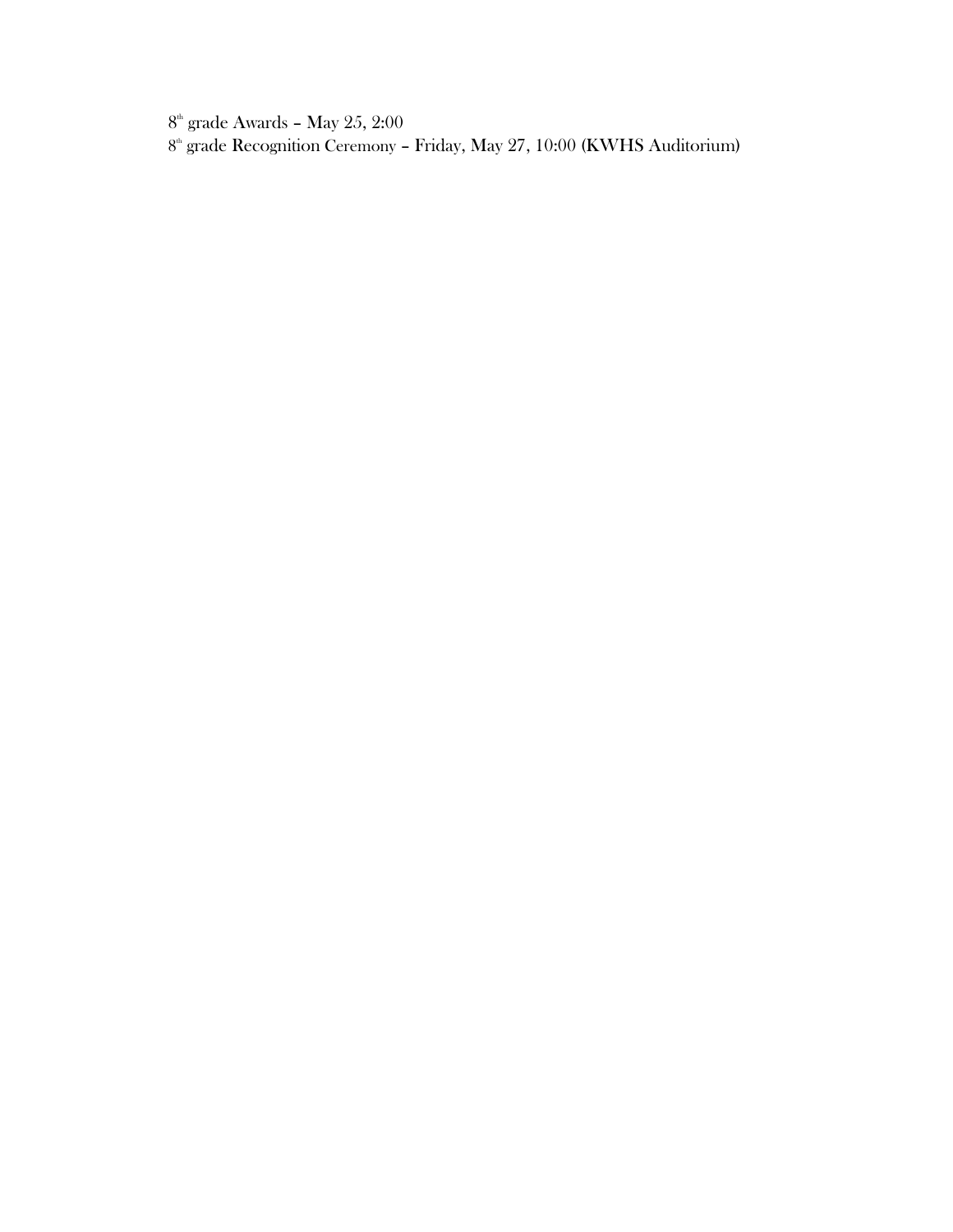8th grade Awards – May 25, 2:00

8th grade Recognition Ceremony – Friday, May 27, 10:00 (KWHS Auditorium)